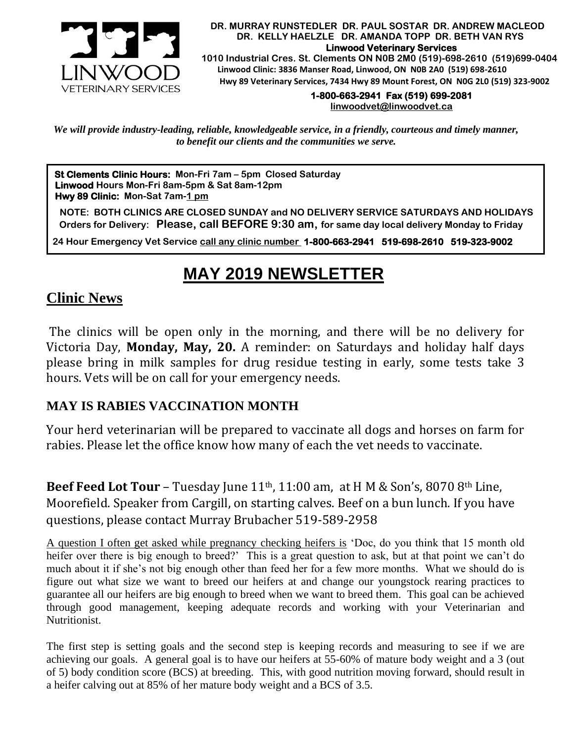LINWOOD VETERINARY SERVICES

**DR. MURRAY RUNSTEDLER DR. PAUL SOSTAR DR. ANDREW MACLEOD**
**DR. KELLY HAELZLE DR. AMANDA TOPP DR. BETH VAN RYS**
**Linwood Veterinary Services**
**1010 Industrial Cres. St. Clements ON N0B 2M0 (519)-698-2610 (519)699-0404**
**Linwood Clinic: 3836 Manser Road, Linwood, ON N0B 2A0 (519) 698-2610**
**Hwy 89 Veterinary Services, 7434 Hwy 89 Mount Forest, ON N0G 2L0 (519) 323-9002**
**1-800-663-2941 Fax (519) 699-2081**
linwoodvet@linwoodvet.ca

*We will provide industry-leading, reliable, knowledgeable service, in a friendly, courteous and timely manner, to benefit our clients and the communities we serve.*

**St Clements Clinic Hours:** Mon-Fri 7am – 5pm Closed Saturday
**Linwood** Hours Mon-Fri 8am-5pm & Sat 8am-12pm
**Hwy 89 Clinic:** Mon-Sat 7am-1 pm

**NOTE: BOTH CLINICS ARE CLOSED SUNDAY and NO DELIVERY SERVICE SATURDAYS AND HOLIDAYS**
**Orders for Delivery: Please, call BEFORE 9:30 am, for same day local delivery Monday to Friday**

**24 Hour Emergency Vet Service** call any clinic number **1-800-663-2941 519-698-2610 519-323-9002**

# MAY 2019 NEWSLETTER

## Clinic News

The clinics will be open only in the morning, and there will be no delivery for Victoria Day, **Monday, May, 20.** A reminder: on Saturdays and holiday half days please bring in milk samples for drug residue testing in early, some tests take 3 hours. Vets will be on call for your emergency needs.

### MAY IS RABIES VACCINATION MONTH

Your herd veterinarian will be prepared to vaccinate all dogs and horses on farm for rabies. Please let the office know how many of each the vet needs to vaccinate.

**Beef Feed Lot Tour** – Tuesday June 11th, 11:00 am, at H M & Son's, 8070 8th Line, Moorefield. Speaker from Cargill, on starting calves. Beef on a bun lunch. If you have questions, please contact Murray Brubacher 519-589-2958

A question I often get asked while pregnancy checking heifers is 'Doc, do you think that 15 month old heifer over there is big enough to breed?' This is a great question to ask, but at that point we can't do much about it if she's not big enough other than feed her for a few more months. What we should do is figure out what size we want to breed our heifers at and change our youngstock rearing practices to guarantee all our heifers are big enough to breed when we want to breed them. This goal can be achieved through good management, keeping adequate records and working with your Veterinarian and Nutritionist.

The first step is setting goals and the second step is keeping records and measuring to see if we are achieving our goals. A general goal is to have our heifers at 55-60% of mature body weight and a 3 (out of 5) body condition score (BCS) at breeding. This, with good nutrition moving forward, should result in a heifer calving out at 85% of her mature body weight and a BCS of 3.5.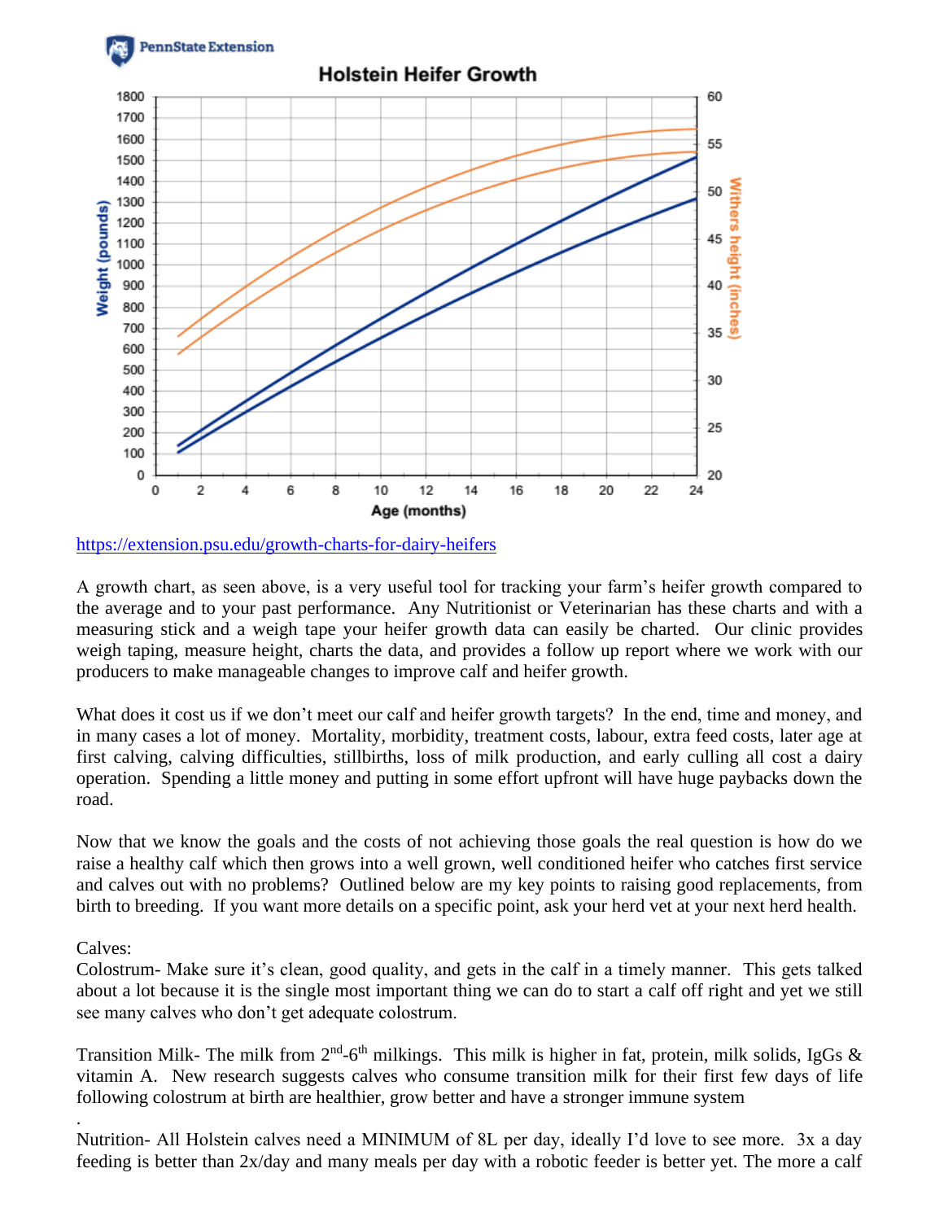https://extension.psu.edu/growth-charts-for-dairy-heifers

A growth chart, as seen above, is a very useful tool for tracking your farm's heifer growth compared to the average and to your past performance. Any Nutritionist or Veterinarian has these charts and with a measuring stick and a weigh tape your heifer growth data can easily be charted. Our clinic provides weigh taping, measure height, charts the data, and provides a follow up report where we work with our producers to make manageable changes to improve calf and heifer growth.

What does it cost us if we don't meet our calf and heifer growth targets? In the end, time and money, and in many cases a lot of money. Mortality, morbidity, treatment costs, labour, extra feed costs, later age at first calving, calving difficulties, stillbirths, loss of milk production, and early culling all cost a dairy operation. Spending a little money and putting in some effort upfront will have huge paybacks down the road.

Now that we know the goals and the costs of not achieving those goals the real question is how do we raise a healthy calf which then grows into a well grown, well conditioned heifer who catches first service and calves out with no problems? Outlined below are my key points to raising good replacements, from birth to breeding. If you want more details on a specific point, ask your herd vet at your next herd health.

Calves:

Colostrum- Make sure it's clean, good quality, and gets in the calf in a timely manner. This gets talked about a lot because it is the single most important thing we can do to start a calf off right and yet we still see many calves who don't get adequate colostrum.

Transition Milk- The milk from 2nd-6th milkings. This milk is higher in fat, protein, milk solids, IgGs & vitamin A. New research suggests calves who consume transition milk for their first few days of life following colostrum at birth are healthier, grow better and have a stronger immune system

.

Nutrition- All Holstein calves need a MINIMUM of 8L per day, ideally I'd love to see more. 3x a day feeding is better than 2x/day and many meals per day with a robotic feeder is better yet. The more a calf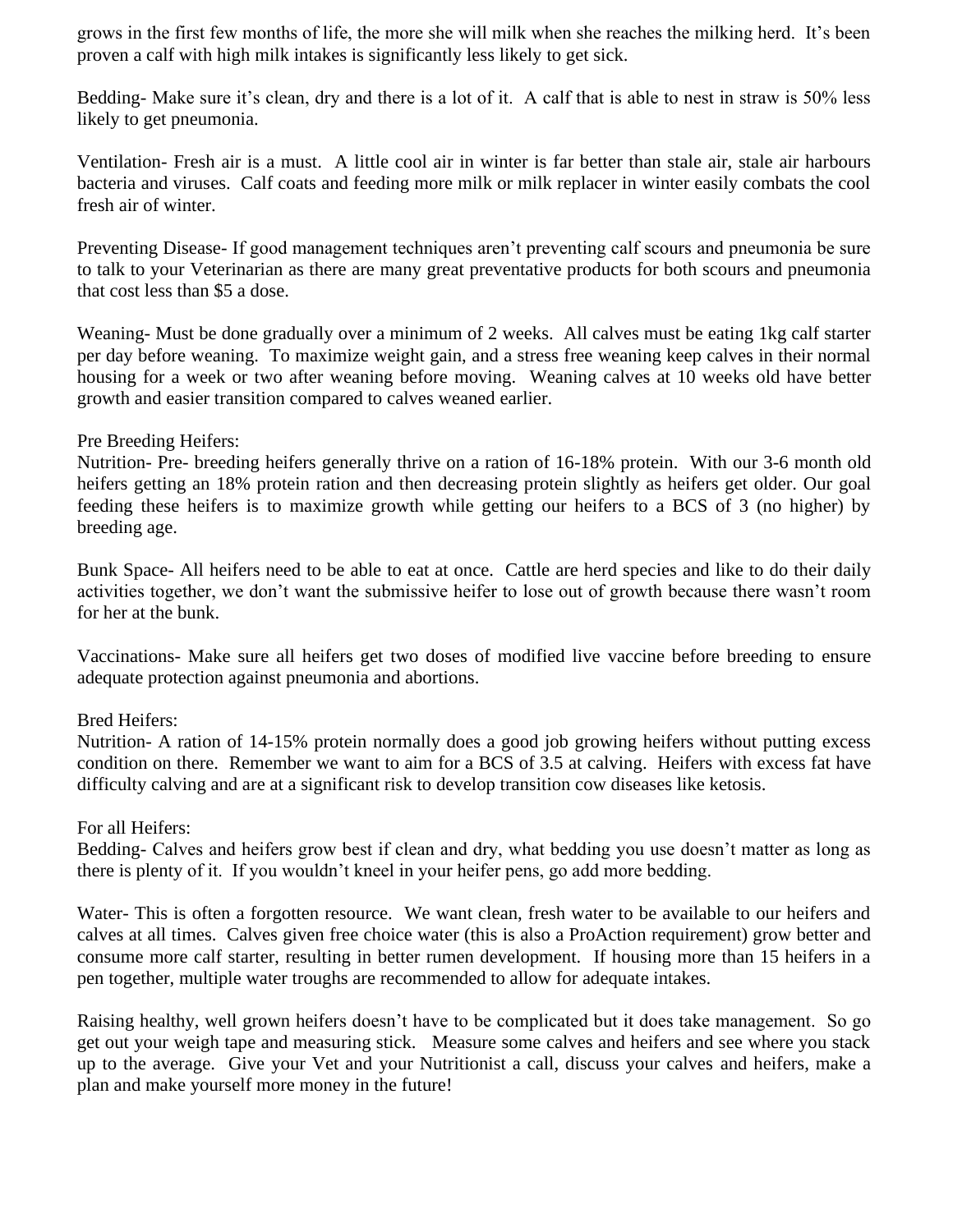grows in the first few months of life, the more she will milk when she reaches the milking herd. It's been proven a calf with high milk intakes is significantly less likely to get sick.

Bedding- Make sure it's clean, dry and there is a lot of it. A calf that is able to nest in straw is 50% less likely to get pneumonia.

Ventilation- Fresh air is a must. A little cool air in winter is far better than stale air, stale air harbours bacteria and viruses. Calf coats and feeding more milk or milk replacer in winter easily combats the cool fresh air of winter.

Preventing Disease- If good management techniques aren't preventing calf scours and pneumonia be sure to talk to your Veterinarian as there are many great preventative products for both scours and pneumonia that cost less than $5 a dose.

Weaning- Must be done gradually over a minimum of 2 weeks. All calves must be eating 1kg calf starter per day before weaning. To maximize weight gain, and a stress free weaning keep calves in their normal housing for a week or two after weaning before moving. Weaning calves at 10 weeks old have better growth and easier transition compared to calves weaned earlier.

Pre Breeding Heifers:

Nutrition- Pre- breeding heifers generally thrive on a ration of 16-18% protein. With our 3-6 month old heifers getting an 18% protein ration and then decreasing protein slightly as heifers get older. Our goal feeding these heifers is to maximize growth while getting our heifers to a BCS of 3 (no higher) by breeding age.

Bunk Space- All heifers need to be able to eat at once. Cattle are herd species and like to do their daily activities together, we don't want the submissive heifer to lose out of growth because there wasn't room for her at the bunk.

Vaccinations- Make sure all heifers get two doses of modified live vaccine before breeding to ensure adequate protection against pneumonia and abortions.

Bred Heifers:

Nutrition- A ration of 14-15% protein normally does a good job growing heifers without putting excess condition on there. Remember we want to aim for a BCS of 3.5 at calving. Heifers with excess fat have difficulty calving and are at a significant risk to develop transition cow diseases like ketosis.

For all Heifers:

Bedding- Calves and heifers grow best if clean and dry, what bedding you use doesn't matter as long as there is plenty of it. If you wouldn't kneel in your heifer pens, go add more bedding.

Water- This is often a forgotten resource. We want clean, fresh water to be available to our heifers and calves at all times. Calves given free choice water (this is also a ProAction requirement) grow better and consume more calf starter, resulting in better rumen development. If housing more than 15 heifers in a pen together, multiple water troughs are recommended to allow for adequate intakes.

Raising healthy, well grown heifers doesn't have to be complicated but it does take management. So go get out your weigh tape and measuring stick. Measure some calves and heifers and see where you stack up to the average. Give your Vet and your Nutritionist a call, discuss your calves and heifers, make a plan and make yourself more money in the future!